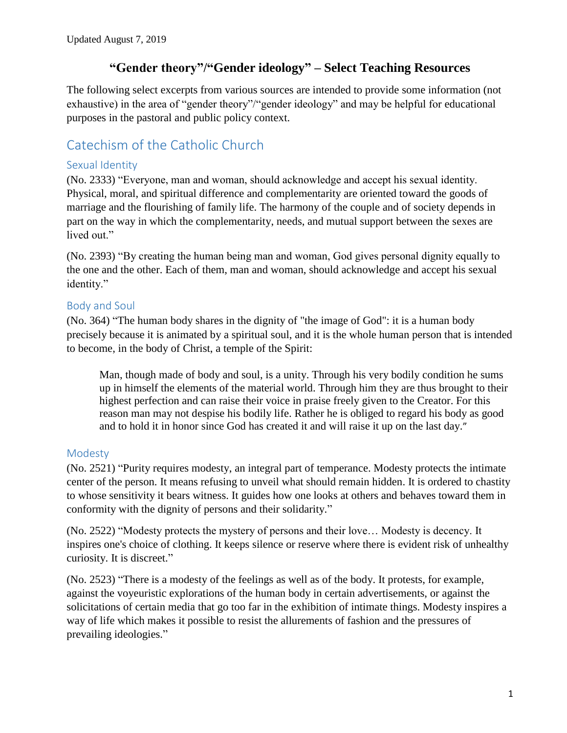Updated August 7, 2019

# "Gender theory"/"Gender ideology" – Select Teaching Resources

The following select excerpts from various sources are intended to provide some information (not exhaustive) in the area of "gender theory"/"gender ideology" and may be helpful for educational purposes in the pastoral and public policy context.

## Catechism of the Catholic Church

### Sexual Identity

(No. 2333) "Everyone, man and woman, should acknowledge and accept his sexual identity. Physical, moral, and spiritual difference and complementarity are oriented toward the goods of marriage and the flourishing of family life. The harmony of the couple and of society depends in part on the way in which the complementarity, needs, and mutual support between the sexes are lived out."

(No. 2393) "By creating the human being man and woman, God gives personal dignity equally to the one and the other. Each of them, man and woman, should acknowledge and accept his sexual identity."

### Body and Soul

(No. 364) "The human body shares in the dignity of "the image of God": it is a human body precisely because it is animated by a spiritual soul, and it is the whole human person that is intended to become, in the body of Christ, a temple of the Spirit:

> Man, though made of body and soul, is a unity. Through his very bodily condition he sums up in himself the elements of the material world. Through him they are thus brought to their highest perfection and can raise their voice in praise freely given to the Creator. For this reason man may not despise his bodily life. Rather he is obliged to regard his body as good and to hold it in honor since God has created it and will raise it up on the last day."

### Modesty

(No. 2521) "Purity requires modesty, an integral part of temperance. Modesty protects the intimate center of the person. It means refusing to unveil what should remain hidden. It is ordered to chastity to whose sensitivity it bears witness. It guides how one looks at others and behaves toward them in conformity with the dignity of persons and their solidarity."

(No. 2522) "Modesty protects the mystery of persons and their love… Modesty is decency. It inspires one's choice of clothing. It keeps silence or reserve where there is evident risk of unhealthy curiosity. It is discreet."

(No. 2523) "There is a modesty of the feelings as well as of the body. It protests, for example, against the voyeuristic explorations of the human body in certain advertisements, or against the solicitations of certain media that go too far in the exhibition of intimate things. Modesty inspires a way of life which makes it possible to resist the allurements of fashion and the pressures of prevailing ideologies."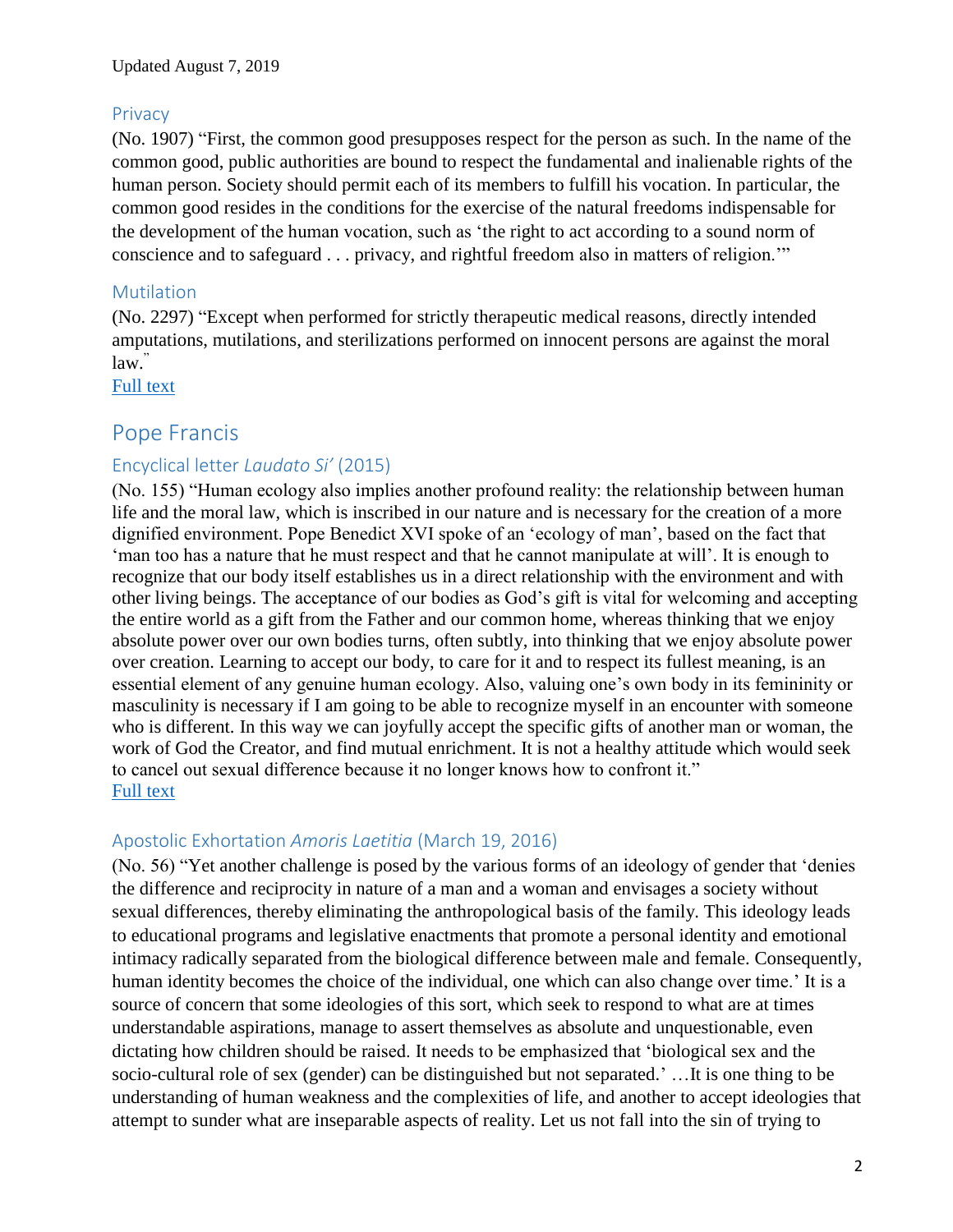Updated August 7, 2019

### Privacy

(No. 1907) “First, the common good presupposes respect for the person as such. In the name of the common good, public authorities are bound to respect the fundamental and inalienable rights of the human person. Society should permit each of its members to fulfill his vocation. In particular, the common good resides in the conditions for the exercise of the natural freedoms indispensable for the development of the human vocation, such as ‘the right to act according to a sound norm of conscience and to safeguard . . . privacy, and rightful freedom also in matters of religion.’”

### Mutilation

(No. 2297) “Except when performed for strictly therapeutic medical reasons, directly intended amputations, mutilations, and sterilizations performed on innocent persons are against the moral law.”

Full text

## Pope Francis

### Encyclical letter *Laudato Si’* (2015)

(No. 155) “Human ecology also implies another profound reality: the relationship between human life and the moral law, which is inscribed in our nature and is necessary for the creation of a more dignified environment. Pope Benedict XVI spoke of an ‘ecology of man’, based on the fact that ‘man too has a nature that he must respect and that he cannot manipulate at will’. It is enough to recognize that our body itself establishes us in a direct relationship with the environment and with other living beings. The acceptance of our bodies as God’s gift is vital for welcoming and accepting the entire world as a gift from the Father and our common home, whereas thinking that we enjoy absolute power over our own bodies turns, often subtly, into thinking that we enjoy absolute power over creation. Learning to accept our body, to care for it and to respect its fullest meaning, is an essential element of any genuine human ecology. Also, valuing one’s own body in its femininity or masculinity is necessary if I am going to be able to recognize myself in an encounter with someone who is different. In this way we can joyfully accept the specific gifts of another man or woman, the work of God the Creator, and find mutual enrichment. It is not a healthy attitude which would seek to cancel out sexual difference because it no longer knows how to confront it.”

Full text

### Apostolic Exhortation *Amoris Laetitia* (March 19, 2016)

(No. 56) “Yet another challenge is posed by the various forms of an ideology of gender that ‘denies the difference and reciprocity in nature of a man and a woman and envisages a society without sexual differences, thereby eliminating the anthropological basis of the family. This ideology leads to educational programs and legislative enactments that promote a personal identity and emotional intimacy radically separated from the biological difference between male and female. Consequently, human identity becomes the choice of the individual, one which can also change over time.’ It is a source of concern that some ideologies of this sort, which seek to respond to what are at times understandable aspirations, manage to assert themselves as absolute and unquestionable, even dictating how children should be raised. It needs to be emphasized that ‘biological sex and the socio-cultural role of sex (gender) can be distinguished but not separated.’ …It is one thing to be understanding of human weakness and the complexities of life, and another to accept ideologies that attempt to sunder what are inseparable aspects of reality. Let us not fall into the sin of trying to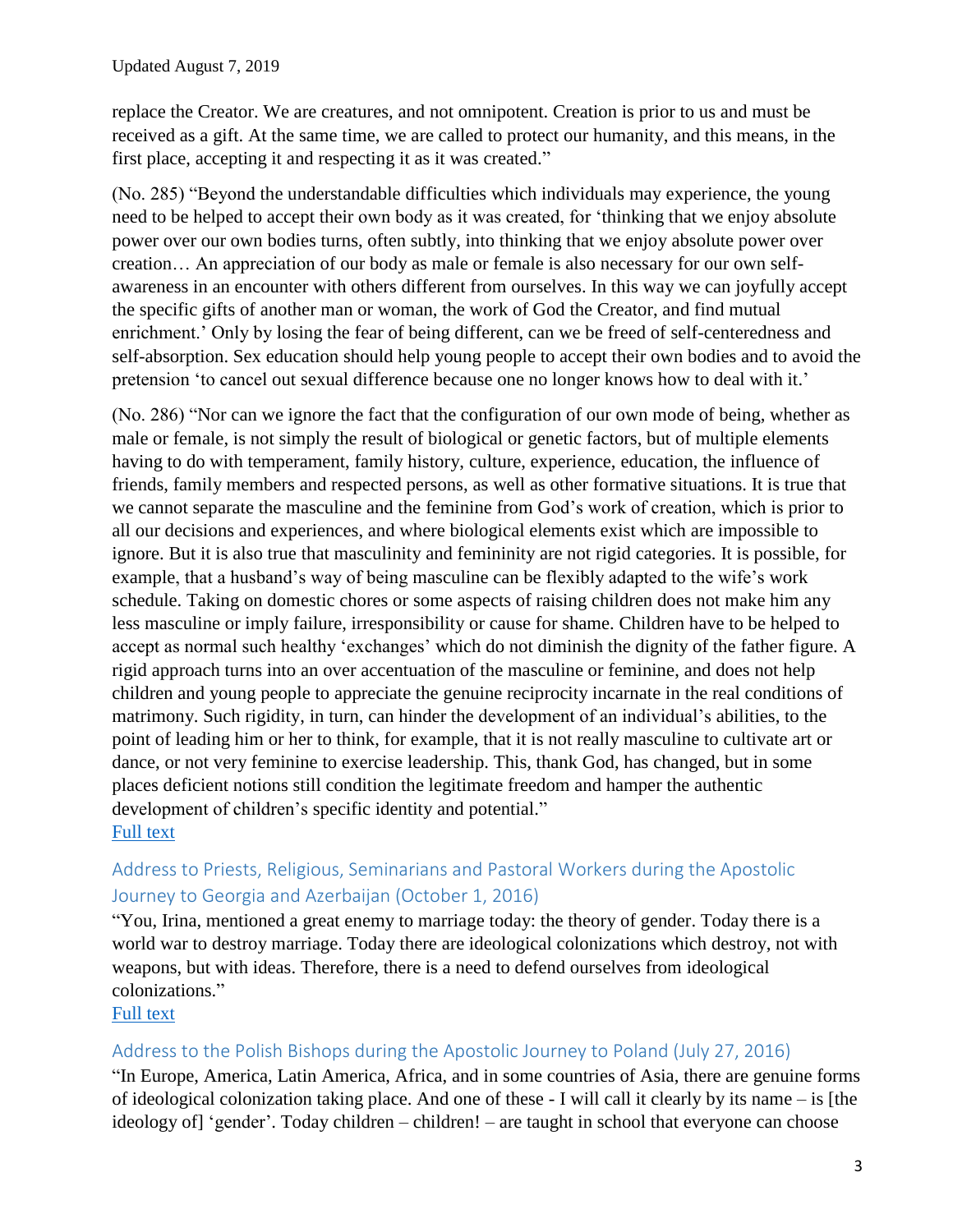replace the Creator. We are creatures, and not omnipotent. Creation is prior to us and must be received as a gift. At the same time, we are called to protect our humanity, and this means, in the first place, accepting it and respecting it as it was created."

(No. 285) "Beyond the understandable difficulties which individuals may experience, the young need to be helped to accept their own body as it was created, for 'thinking that we enjoy absolute power over our own bodies turns, often subtly, into thinking that we enjoy absolute power over creation… An appreciation of our body as male or female is also necessary for our own self-awareness in an encounter with others different from ourselves. In this way we can joyfully accept the specific gifts of another man or woman, the work of God the Creator, and find mutual enrichment.' Only by losing the fear of being different, can we be freed of self-centeredness and self-absorption. Sex education should help young people to accept their own bodies and to avoid the pretension 'to cancel out sexual difference because one no longer knows how to deal with it.'

(No. 286) "Nor can we ignore the fact that the configuration of our own mode of being, whether as male or female, is not simply the result of biological or genetic factors, but of multiple elements having to do with temperament, family history, culture, experience, education, the influence of friends, family members and respected persons, as well as other formative situations. It is true that we cannot separate the masculine and the feminine from God's work of creation, which is prior to all our decisions and experiences, and where biological elements exist which are impossible to ignore. But it is also true that masculinity and femininity are not rigid categories. It is possible, for example, that a husband's way of being masculine can be flexibly adapted to the wife's work schedule. Taking on domestic chores or some aspects of raising children does not make him any less masculine or imply failure, irresponsibility or cause for shame. Children have to be helped to accept as normal such healthy 'exchanges' which do not diminish the dignity of the father figure. A rigid approach turns into an over accentuation of the masculine or feminine, and does not help children and young people to appreciate the genuine reciprocity incarnate in the real conditions of matrimony. Such rigidity, in turn, can hinder the development of an individual's abilities, to the point of leading him or her to think, for example, that it is not really masculine to cultivate art or dance, or not very feminine to exercise leadership. This, thank God, has changed, but in some places deficient notions still condition the legitimate freedom and hamper the authentic development of children's specific identity and potential."
Full text

### Address to Priests, Religious, Seminarians and Pastoral Workers during the Apostolic Journey to Georgia and Azerbaijan (October 1, 2016)

"You, Irina, mentioned a great enemy to marriage today: the theory of gender. Today there is a world war to destroy marriage. Today there are ideological colonizations which destroy, not with weapons, but with ideas. Therefore, there is a need to defend ourselves from ideological colonizations."
Full text

### Address to the Polish Bishops during the Apostolic Journey to Poland (July 27, 2016)

"In Europe, America, Latin America, Africa, and in some countries of Asia, there are genuine forms of ideological colonization taking place. And one of these - I will call it clearly by its name – is [the ideology of] 'gender'. Today children – children! – are taught in school that everyone can choose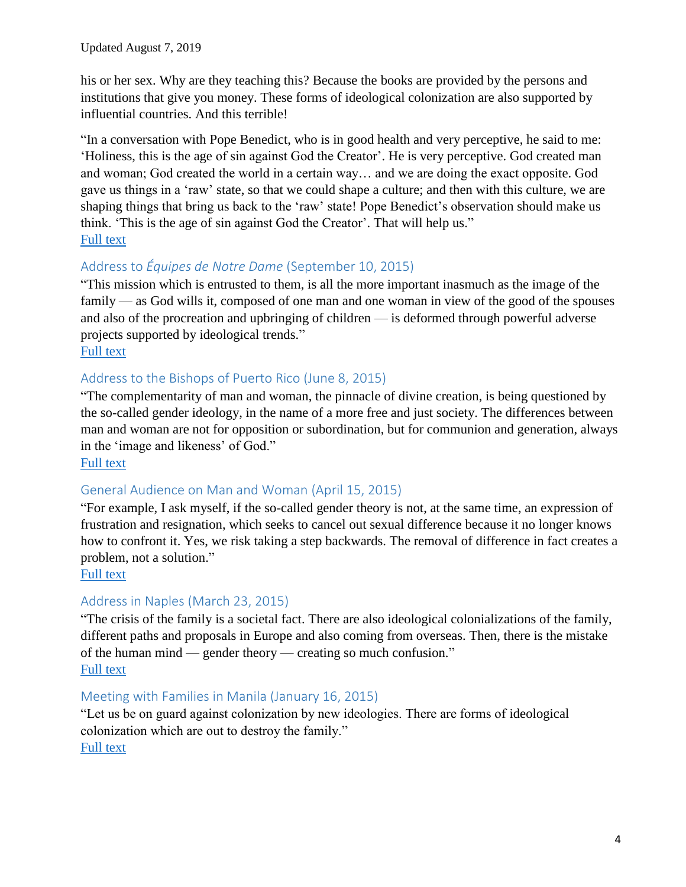his or her sex. Why are they teaching this? Because the books are provided by the persons and institutions that give you money. These forms of ideological colonization are also supported by influential countries. And this terrible!

"In a conversation with Pope Benedict, who is in good health and very perceptive, he said to me: 'Holiness, this is the age of sin against God the Creator'. He is very perceptive. God created man and woman; God created the world in a certain way… and we are doing the exact opposite. God gave us things in a 'raw' state, so that we could shape a culture; and then with this culture, we are shaping things that bring us back to the 'raw' state! Pope Benedict's observation should make us think. 'This is the age of sin against God the Creator'. That will help us."
Full text

### Address to *Équipes de Notre Dame* (September 10, 2015)

"This mission which is entrusted to them, is all the more important inasmuch as the image of the family — as God wills it, composed of one man and one woman in view of the good of the spouses and also of the procreation and upbringing of children — is deformed through powerful adverse projects supported by ideological trends."
Full text

### Address to the Bishops of Puerto Rico (June 8, 2015)

"The complementarity of man and woman, the pinnacle of divine creation, is being questioned by the so-called gender ideology, in the name of a more free and just society. The differences between man and woman are not for opposition or subordination, but for communion and generation, always in the 'image and likeness' of God."
Full text

### General Audience on Man and Woman (April 15, 2015)

"For example, I ask myself, if the so-called gender theory is not, at the same time, an expression of frustration and resignation, which seeks to cancel out sexual difference because it no longer knows how to confront it. Yes, we risk taking a step backwards. The removal of difference in fact creates a problem, not a solution."
Full text

### Address in Naples (March 23, 2015)

"The crisis of the family is a societal fact. There are also ideological colonializations of the family, different paths and proposals in Europe and also coming from overseas. Then, there is the mistake of the human mind — gender theory — creating so much confusion."
Full text

### Meeting with Families in Manila (January 16, 2015)

"Let us be on guard against colonization by new ideologies. There are forms of ideological colonization which are out to destroy the family."
Full text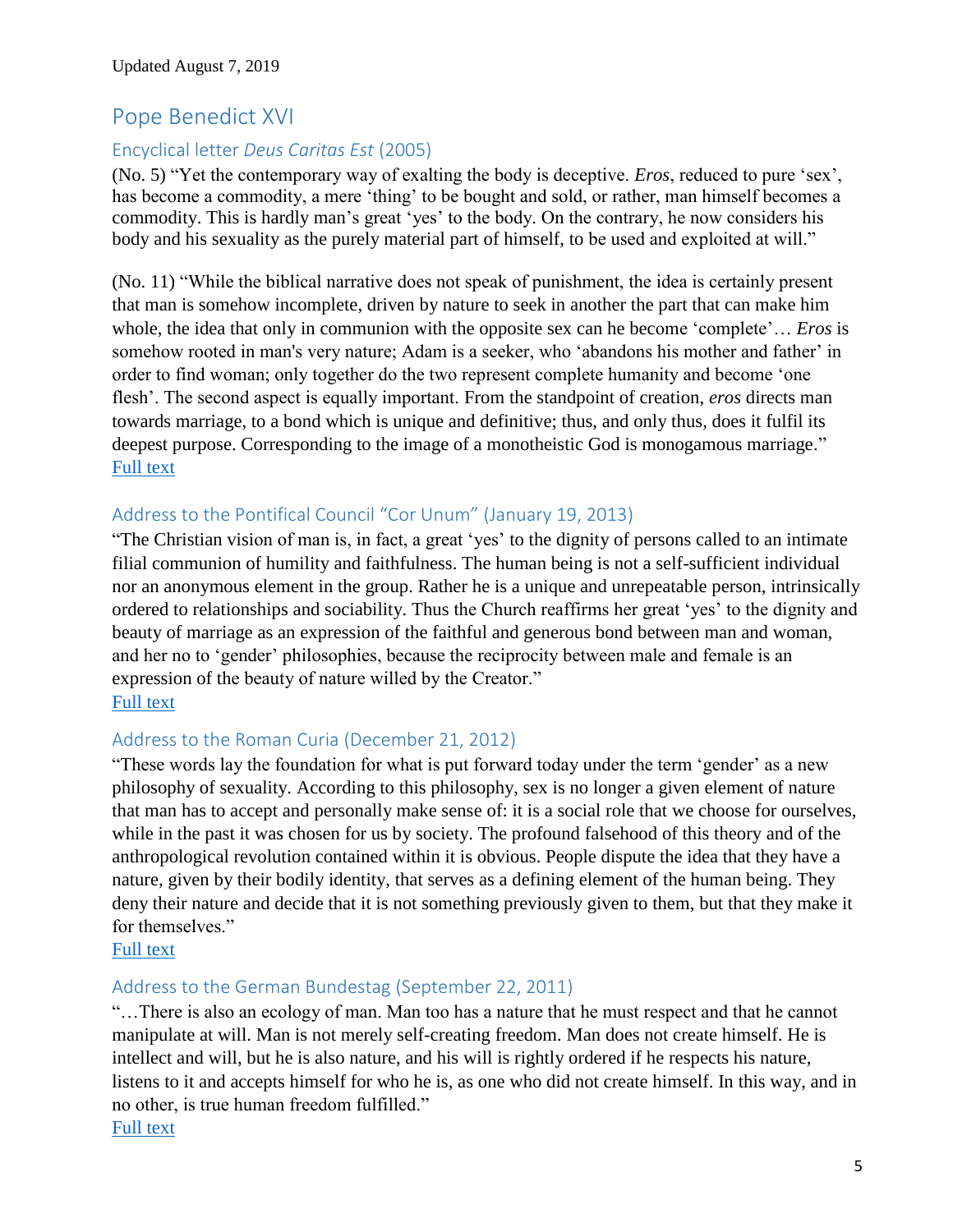Updated August 7, 2019

## Pope Benedict XVI

### Encyclical letter *Deus Caritas Est* (2005)

(No. 5) "Yet the contemporary way of exalting the body is deceptive. *Eros*, reduced to pure 'sex', has become a commodity, a mere 'thing' to be bought and sold, or rather, man himself becomes a commodity. This is hardly man's great 'yes' to the body. On the contrary, he now considers his body and his sexuality as the purely material part of himself, to be used and exploited at will."

(No. 11) "While the biblical narrative does not speak of punishment, the idea is certainly present that man is somehow incomplete, driven by nature to seek in another the part that can make him whole, the idea that only in communion with the opposite sex can he become 'complete'… *Eros* is somehow rooted in man's very nature; Adam is a seeker, who 'abandons his mother and father' in order to find woman; only together do the two represent complete humanity and become 'one flesh'. The second aspect is equally important. From the standpoint of creation, *eros* directs man towards marriage, to a bond which is unique and definitive; thus, and only thus, does it fulfil its deepest purpose. Corresponding to the image of a monotheistic God is monogamous marriage."
Full text

### Address to the Pontifical Council "Cor Unum" (January 19, 2013)

"The Christian vision of man is, in fact, a great 'yes' to the dignity of persons called to an intimate filial communion of humility and faithfulness. The human being is not a self-sufficient individual nor an anonymous element in the group. Rather he is a unique and unrepeatable person, intrinsically ordered to relationships and sociability. Thus the Church reaffirms her great 'yes' to the dignity and beauty of marriage as an expression of the faithful and generous bond between man and woman, and her no to 'gender' philosophies, because the reciprocity between male and female is an expression of the beauty of nature willed by the Creator."
Full text

### Address to the Roman Curia (December 21, 2012)

"These words lay the foundation for what is put forward today under the term 'gender' as a new philosophy of sexuality. According to this philosophy, sex is no longer a given element of nature that man has to accept and personally make sense of: it is a social role that we choose for ourselves, while in the past it was chosen for us by society. The profound falsehood of this theory and of the anthropological revolution contained within it is obvious. People dispute the idea that they have a nature, given by their bodily identity, that serves as a defining element of the human being. They deny their nature and decide that it is not something previously given to them, but that they make it for themselves."
Full text

### Address to the German Bundestag (September 22, 2011)

"…There is also an ecology of man. Man too has a nature that he must respect and that he cannot manipulate at will. Man is not merely self-creating freedom. Man does not create himself. He is intellect and will, but he is also nature, and his will is rightly ordered if he respects his nature, listens to it and accepts himself for who he is, as one who did not create himself. In this way, and in no other, is true human freedom fulfilled."
Full text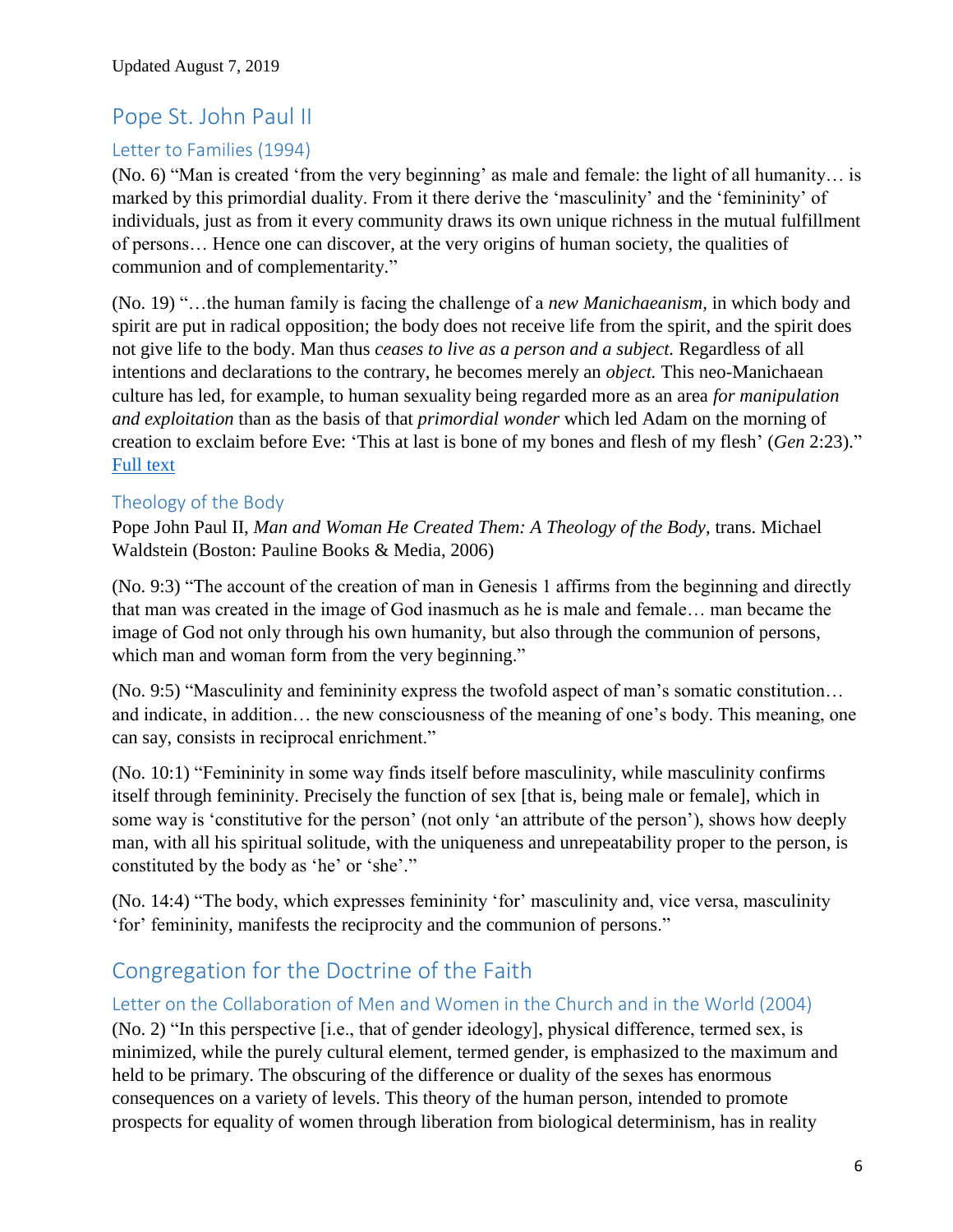Updated August 7, 2019

## Pope St. John Paul II

### Letter to Families (1994)

(No. 6) "Man is created 'from the very beginning' as male and female: the light of all humanity… is marked by this primordial duality. From it there derive the 'masculinity' and the 'femininity' of individuals, just as from it every community draws its own unique richness in the mutual fulfillment of persons… Hence one can discover, at the very origins of human society, the qualities of communion and of complementarity."

(No. 19) "…the human family is facing the challenge of a *new Manichaeanism*, in which body and spirit are put in radical opposition; the body does not receive life from the spirit, and the spirit does not give life to the body. Man thus *ceases to live as a person and a subject.* Regardless of all intentions and declarations to the contrary, he becomes merely an *object.* This neo-Manichaean culture has led, for example, to human sexuality being regarded more as an area *for manipulation and exploitation* than as the basis of that *primordial wonder* which led Adam on the morning of creation to exclaim before Eve: 'This at last is bone of my bones and flesh of my flesh' (*Gen* 2:23)." Full text

### Theology of the Body

Pope John Paul II, *Man and Woman He Created Them: A Theology of the Body*, trans. Michael Waldstein (Boston: Pauline Books & Media, 2006)

(No. 9:3) "The account of the creation of man in Genesis 1 affirms from the beginning and directly that man was created in the image of God inasmuch as he is male and female… man became the image of God not only through his own humanity, but also through the communion of persons, which man and woman form from the very beginning."

(No. 9:5) "Masculinity and femininity express the twofold aspect of man's somatic constitution… and indicate, in addition… the new consciousness of the meaning of one's body. This meaning, one can say, consists in reciprocal enrichment."

(No. 10:1) "Femininity in some way finds itself before masculinity, while masculinity confirms itself through femininity. Precisely the function of sex [that is, being male or female], which in some way is 'constitutive for the person' (not only 'an attribute of the person'), shows how deeply man, with all his spiritual solitude, with the uniqueness and unrepeatability proper to the person, is constituted by the body as 'he' or 'she'."

(No. 14:4) "The body, which expresses femininity 'for' masculinity and, vice versa, masculinity 'for' femininity, manifests the reciprocity and the communion of persons."

## Congregation for the Doctrine of the Faith

### Letter on the Collaboration of Men and Women in the Church and in the World (2004)

(No. 2) "In this perspective [i.e., that of gender ideology], physical difference, termed sex, is minimized, while the purely cultural element, termed gender, is emphasized to the maximum and held to be primary. The obscuring of the difference or duality of the sexes has enormous consequences on a variety of levels. This theory of the human person, intended to promote prospects for equality of women through liberation from biological determinism, has in reality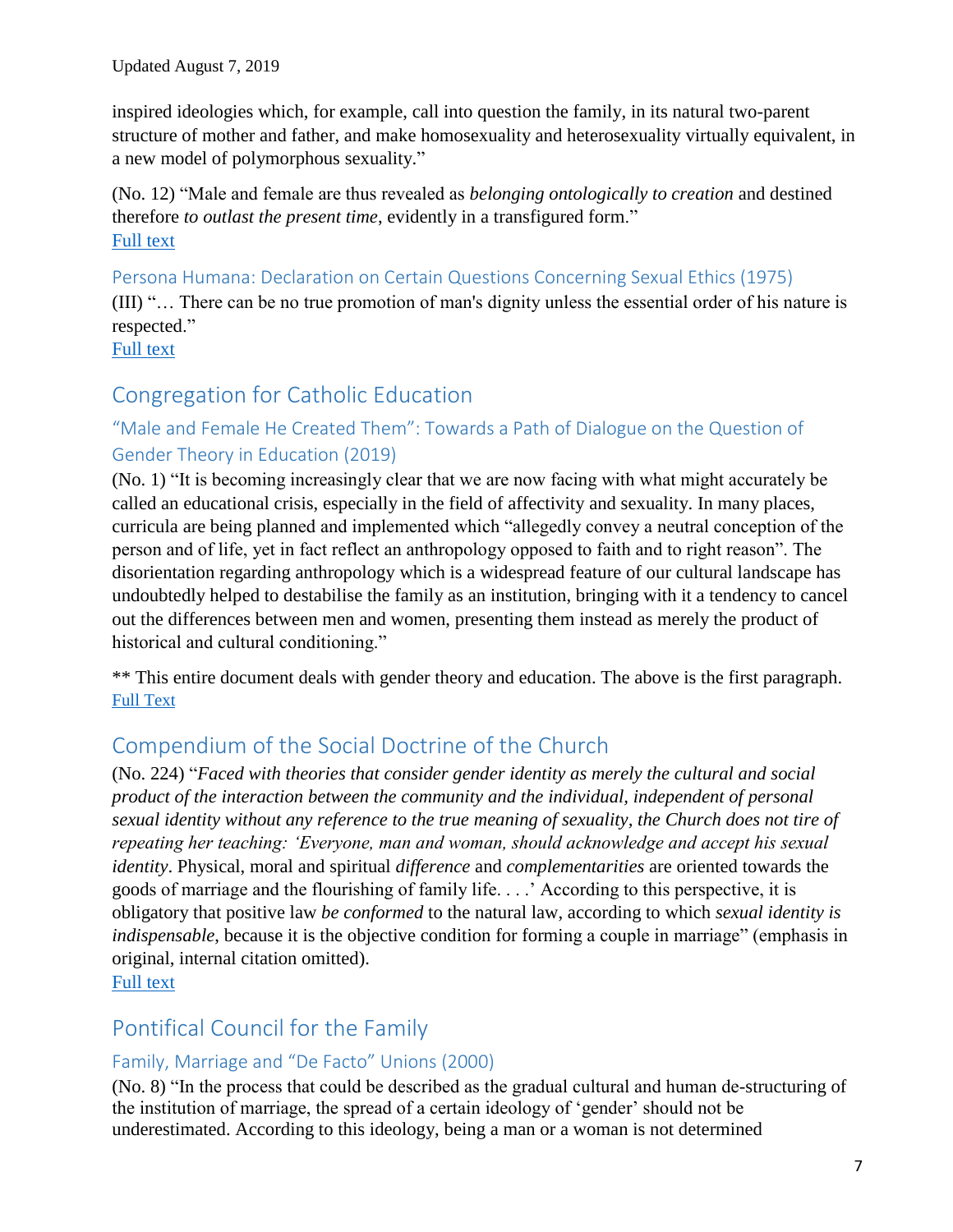inspired ideologies which, for example, call into question the family, in its natural two-parent structure of mother and father, and make homosexuality and heterosexuality virtually equivalent, in a new model of polymorphous sexuality."

(No. 12) "Male and female are thus revealed as *belonging ontologically to creation* and destined therefore *to outlast the present time*, evidently in a transfigured form."
Full text

### Persona Humana: Declaration on Certain Questions Concerning Sexual Ethics (1975)

(III) "… There can be no true promotion of man's dignity unless the essential order of his nature is respected."
Full text

## Congregation for Catholic Education

### "Male and Female He Created Them": Towards a Path of Dialogue on the Question of Gender Theory in Education (2019)

(No. 1) "It is becoming increasingly clear that we are now facing with what might accurately be called an educational crisis, especially in the field of affectivity and sexuality. In many places, curricula are being planned and implemented which "allegedly convey a neutral conception of the person and of life, yet in fact reflect an anthropology opposed to faith and to right reason". The disorientation regarding anthropology which is a widespread feature of our cultural landscape has undoubtedly helped to destabilise the family as an institution, bringing with it a tendency to cancel out the differences between men and women, presenting them instead as merely the product of historical and cultural conditioning."

** This entire document deals with gender theory and education. The above is the first paragraph.
Full Text

## Compendium of the Social Doctrine of the Church

(No. 224) "*Faced with theories that consider gender identity as merely the cultural and social product of the interaction between the community and the individual, independent of personal sexual identity without any reference to the true meaning of sexuality, the Church does not tire of repeating her teaching: 'Everyone, man and woman, should acknowledge and accept his sexual identity*. Physical, moral and spiritual *difference* and *complementarities* are oriented towards the goods of marriage and the flourishing of family life. . . .' According to this perspective, it is obligatory that positive law *be conformed* to the natural law, according to which *sexual identity is indispensable*, because it is the objective condition for forming a couple in marriage" (emphasis in original, internal citation omitted).
Full text

## Pontifical Council for the Family

### Family, Marriage and "De Facto" Unions (2000)

(No. 8) "In the process that could be described as the gradual cultural and human de-structuring of the institution of marriage, the spread of a certain ideology of 'gender' should not be underestimated. According to this ideology, being a man or a woman is not determined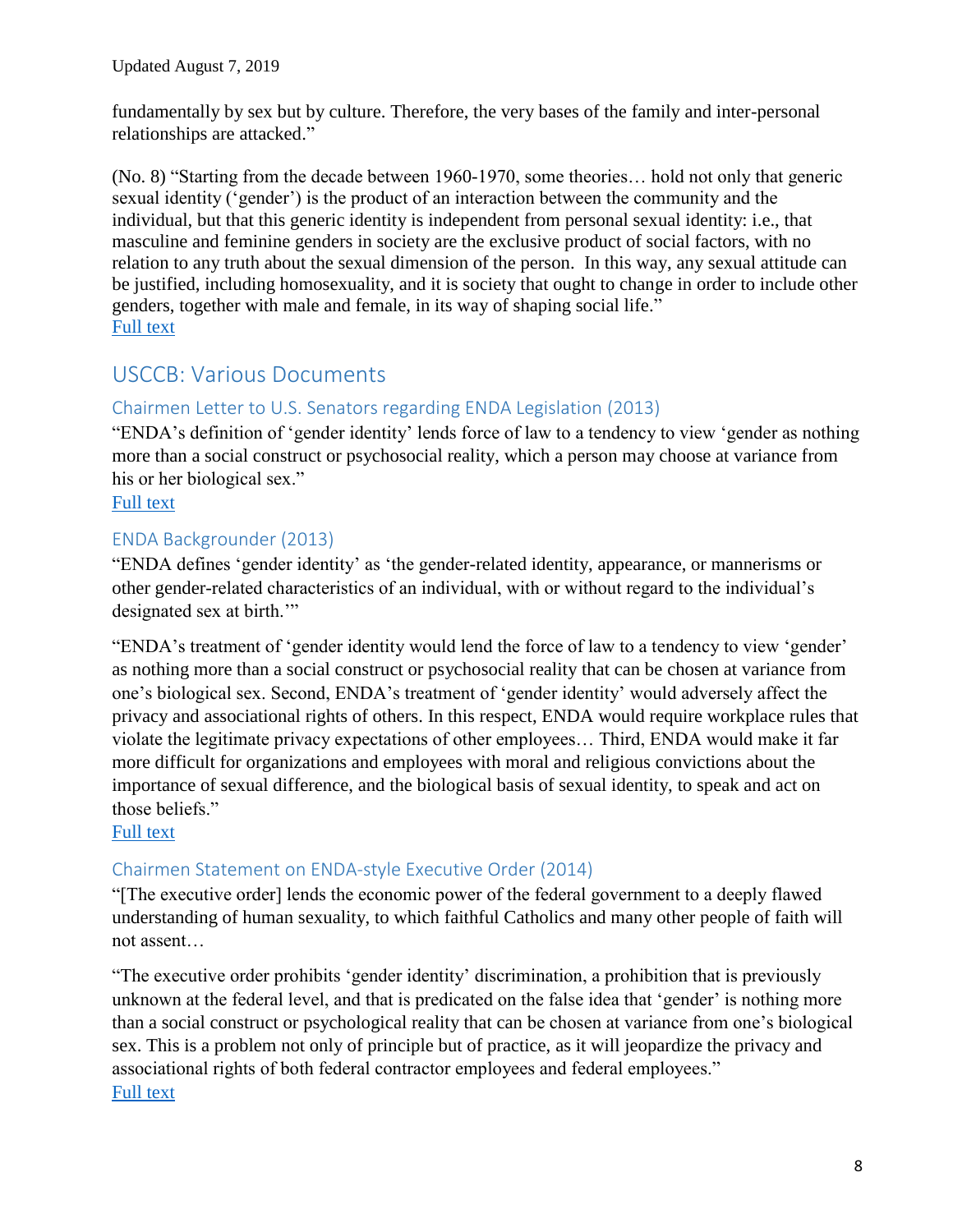fundamentally by sex but by culture. Therefore, the very bases of the family and inter-personal relationships are attacked."

(No. 8) "Starting from the decade between 1960-1970, some theories… hold not only that generic sexual identity ('gender') is the product of an interaction between the community and the individual, but that this generic identity is independent from personal sexual identity: i.e., that masculine and feminine genders in society are the exclusive product of social factors, with no relation to any truth about the sexual dimension of the person. In this way, any sexual attitude can be justified, including homosexuality, and it is society that ought to change in order to include other genders, together with male and female, in its way of shaping social life."
[Full text]

## USCCB: Various Documents

### Chairmen Letter to U.S. Senators regarding ENDA Legislation (2013)

"ENDA's definition of 'gender identity' lends force of law to a tendency to view 'gender as nothing more than a social construct or psychosocial reality, which a person may choose at variance from his or her biological sex."
[Full text]

### ENDA Backgrounder (2013)

"ENDA defines 'gender identity' as 'the gender-related identity, appearance, or mannerisms or other gender-related characteristics of an individual, with or without regard to the individual's designated sex at birth.'"

"ENDA's treatment of 'gender identity would lend the force of law to a tendency to view 'gender' as nothing more than a social construct or psychosocial reality that can be chosen at variance from one's biological sex. Second, ENDA's treatment of 'gender identity' would adversely affect the privacy and associational rights of others. In this respect, ENDA would require workplace rules that violate the legitimate privacy expectations of other employees… Third, ENDA would make it far more difficult for organizations and employees with moral and religious convictions about the importance of sexual difference, and the biological basis of sexual identity, to speak and act on those beliefs."
[Full text]

### Chairmen Statement on ENDA-style Executive Order (2014)

"[The executive order] lends the economic power of the federal government to a deeply flawed understanding of human sexuality, to which faithful Catholics and many other people of faith will not assent…

"The executive order prohibits 'gender identity' discrimination, a prohibition that is previously unknown at the federal level, and that is predicated on the false idea that 'gender' is nothing more than a social construct or psychological reality that can be chosen at variance from one's biological sex. This is a problem not only of principle but of practice, as it will jeopardize the privacy and associational rights of both federal contractor employees and federal employees."
[Full text]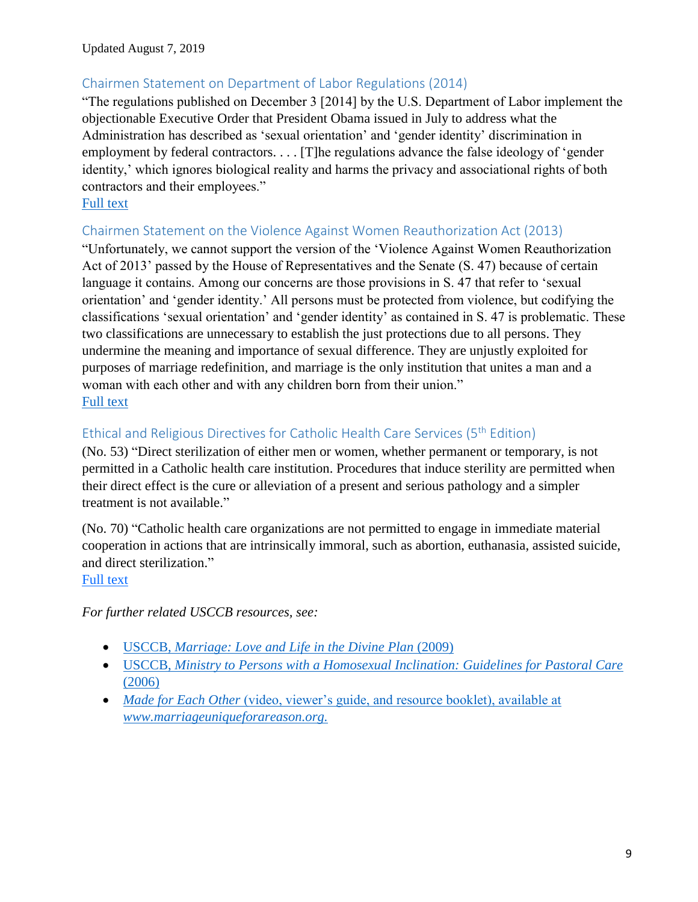Updated August 7, 2019

## Chairmen Statement on Department of Labor Regulations (2014)

"The regulations published on December 3 [2014] by the U.S. Department of Labor implement the objectionable Executive Order that President Obama issued in July to address what the Administration has described as 'sexual orientation' and 'gender identity' discrimination in employment by federal contractors. . . . [T]he regulations advance the false ideology of 'gender identity,' which ignores biological reality and harms the privacy and associational rights of both contractors and their employees."

Full text

## Chairmen Statement on the Violence Against Women Reauthorization Act (2013)

"Unfortunately, we cannot support the version of the 'Violence Against Women Reauthorization Act of 2013' passed by the House of Representatives and the Senate (S. 47) because of certain language it contains. Among our concerns are those provisions in S. 47 that refer to 'sexual orientation' and 'gender identity.' All persons must be protected from violence, but codifying the classifications 'sexual orientation' and 'gender identity' as contained in S. 47 is problematic. These two classifications are unnecessary to establish the just protections due to all persons. They undermine the meaning and importance of sexual difference. They are unjustly exploited for purposes of marriage redefinition, and marriage is the only institution that unites a man and a woman with each other and with any children born from their union."

Full text

## Ethical and Religious Directives for Catholic Health Care Services (5th Edition)

(No. 53) "Direct sterilization of either men or women, whether permanent or temporary, is not permitted in a Catholic health care institution. Procedures that induce sterility are permitted when their direct effect is the cure or alleviation of a present and serious pathology and a simpler treatment is not available."

(No. 70) "Catholic health care organizations are not permitted to engage in immediate material cooperation in actions that are intrinsically immoral, such as abortion, euthanasia, assisted suicide, and direct sterilization."

Full text

*For further related USCCB resources, see:*

- USCCB, *Marriage: Love and Life in the Divine Plan* (2009)
- USCCB, *Ministry to Persons with a Homosexual Inclination: Guidelines for Pastoral Care* (2006)
- *Made for Each Other* (video, viewer's guide, and resource booklet), available at *www.marriageuniqueforareason.org.*